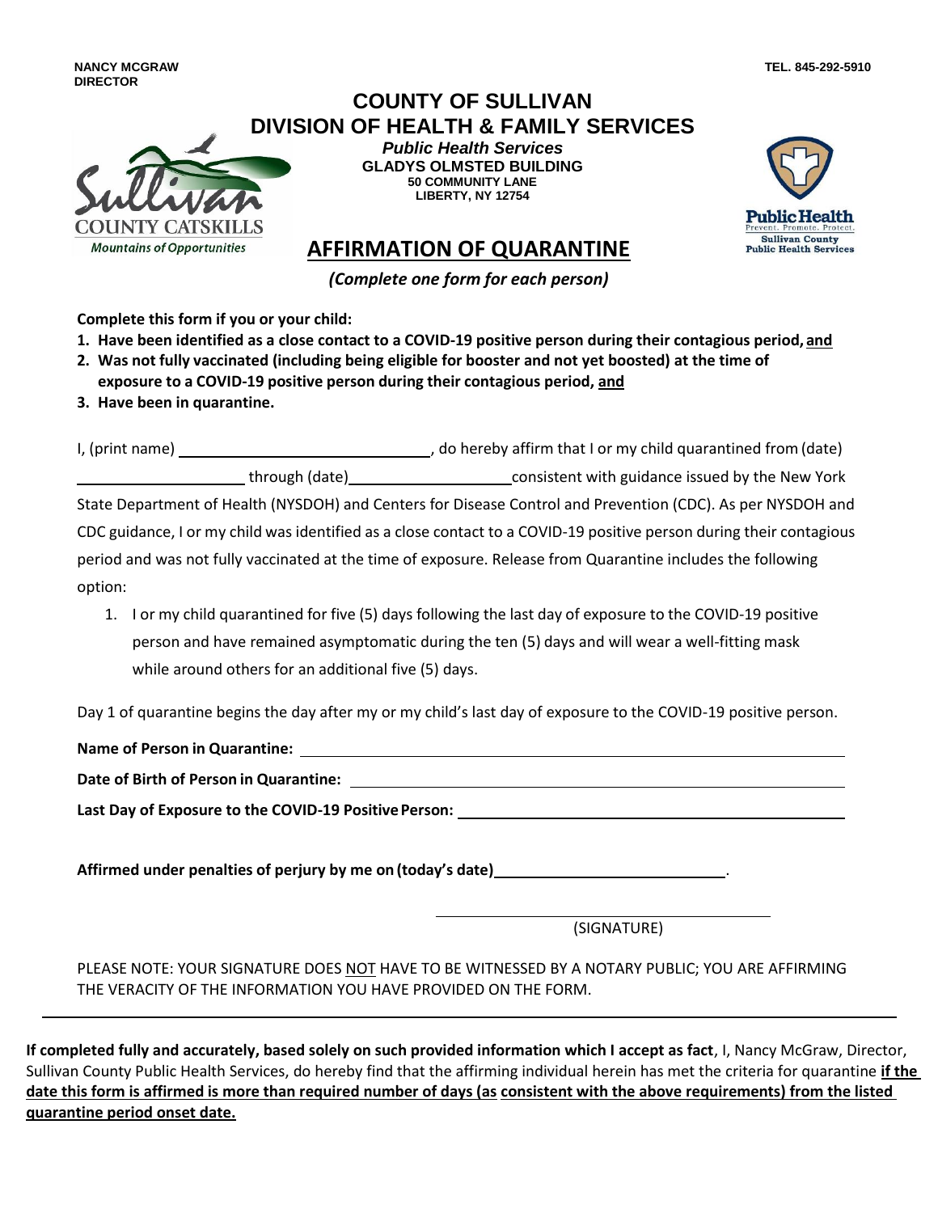NANCY MCGRAW
DIRECTOR

TEL. 845-292-5910

# COUNTY OF SULLIVAN
# DIVISION OF HEALTH & FAMILY SERVICES

***Public Health Services***
**GLADYS OLMSTED BUILDING**
**50 COMMUNITY LANE**
**LIBERTY, NY 12754**

## AFFIRMATION OF QUARANTINE

*(Complete one form for each person)*

**Complete this form if you or your child:**

1. **Have been identified as a close contact to a COVID-19 positive person during their contagious period, and**
2. **Was not fully vaccinated (including being eligible for booster and not yet boosted) at the time of exposure to a COVID-19 positive person during their contagious period, and**
3. **Have been in quarantine.**

I, (print name) ____________________________, do hereby affirm that I or my child quarantined from (date) ____________________ through (date)____________________ consistent with guidance issued by the New York State Department of Health (NYSDOH) and Centers for Disease Control and Prevention (CDC). As per NYSDOH and CDC guidance, I or my child was identified as a close contact to a COVID-19 positive person during their contagious period and was not fully vaccinated at the time of exposure. Release from Quarantine includes the following option:

1. I or my child quarantined for five (5) days following the last day of exposure to the COVID-19 positive person and have remained asymptomatic during the ten (5) days and will wear a well-fitting mask while around others for an additional five (5) days.

Day 1 of quarantine begins the day after my or my child's last day of exposure to the COVID-19 positive person.

**Name of Person in Quarantine:** ____________________________________________

**Date of Birth of Person in Quarantine:** ____________________________________________

**Last Day of Exposure to the COVID-19 Positive Person:** ____________________________________________

**Affirmed under penalties of perjury by me on (today's date)**____________________________.

____________________________________
(SIGNATURE)

PLEASE NOTE: YOUR SIGNATURE DOES NOT HAVE TO BE WITNESSED BY A NOTARY PUBLIC; YOU ARE AFFIRMING THE VERACITY OF THE INFORMATION YOU HAVE PROVIDED ON THE FORM.

---

**If completed fully and accurately, based solely on such provided information which I accept as fact**, I, Nancy McGraw, Director, Sullivan County Public Health Services, do hereby find that the affirming individual herein has met the criteria for quarantine **if the date this form is affirmed is more than required number of days (as consistent with the above requirements) from the listed quarantine period onset date.**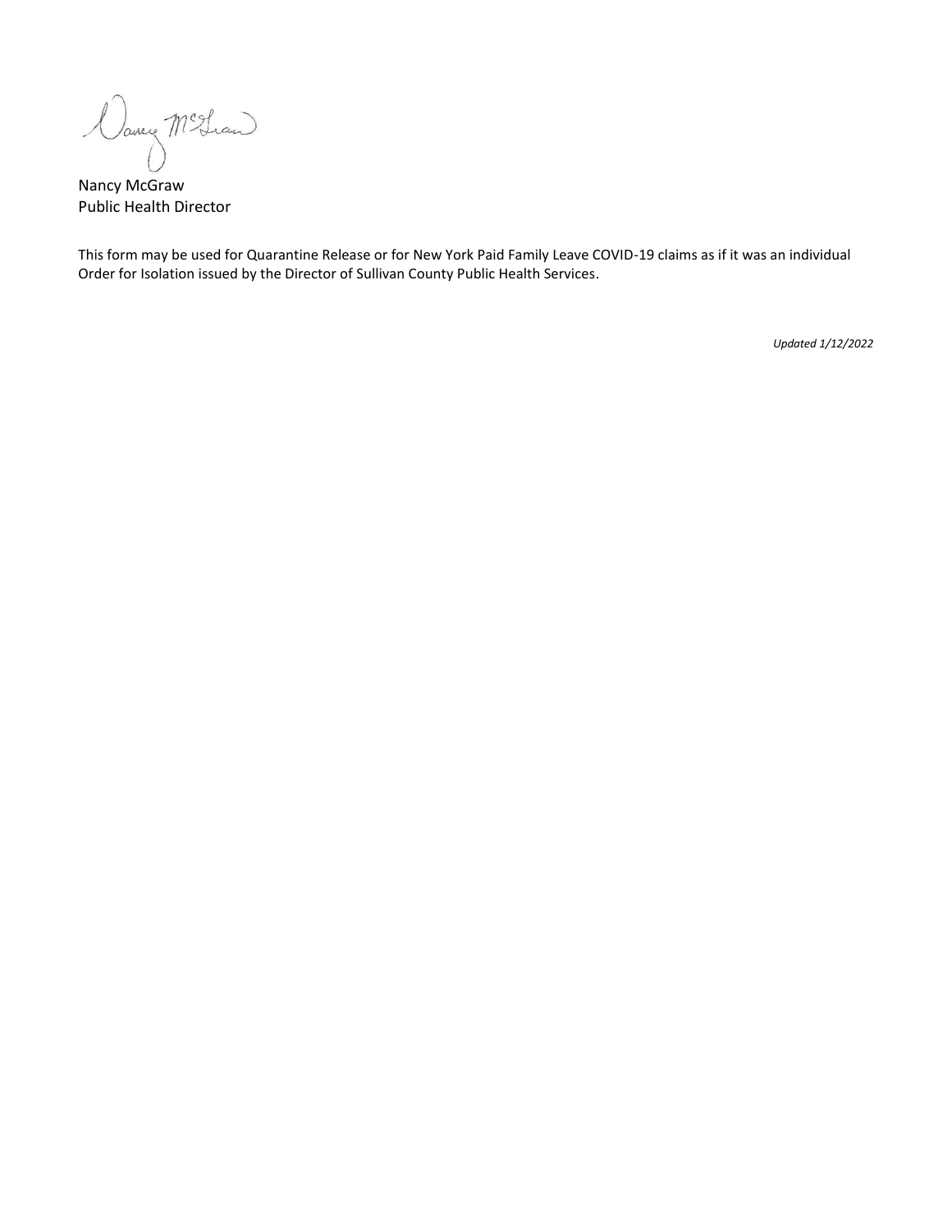Nancy McGraw
Public Health Director

This form may be used for Quarantine Release or for New York Paid Family Leave COVID-19 claims as if it was an individual Order for Isolation issued by the Director of Sullivan County Public Health Services.

*Updated 1/12/2022*